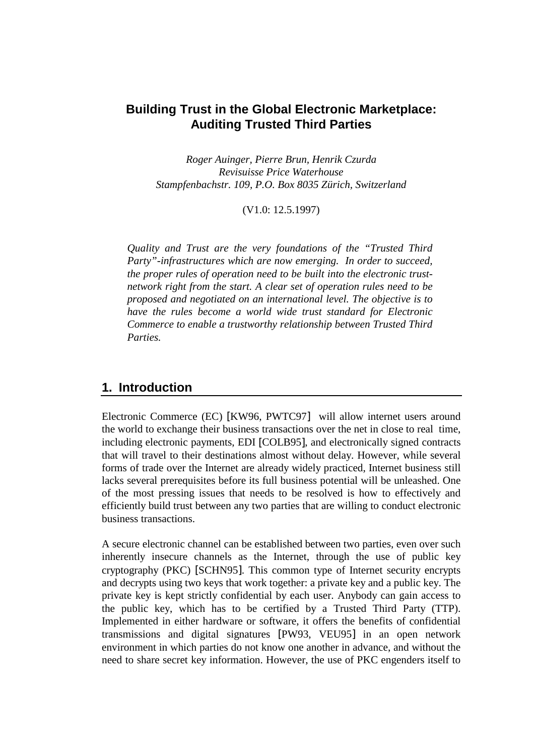# Building Trust in the Global Electronic Marketplace: Auditing Trusted Third Parties

*Roger Auinger, Pierre Brun, Henrik Czurda*
*Revisuisse Price Waterhouse*
*Stampfenbachstr. 109, P.O. Box 8035 Zürich, Switzerland*

(V1.0: 12.5.1997)

*Quality and Trust are the very foundations of the "Trusted Third Party"-infrastructures which are now emerging. In order to succeed, the proper rules of operation need to be built into the electronic trust-network right from the start. A clear set of operation rules need to be proposed and negotiated on an international level. The objective is to have the rules become a world wide trust standard for Electronic Commerce to enable a trustworthy relationship between Trusted Third Parties.*

## 1. Introduction

Electronic Commerce (EC) [KW96, PWTC97] will allow internet users around the world to exchange their business transactions over the net in close to real time, including electronic payments, EDI [COLB95], and electronically signed contracts that will travel to their destinations almost without delay. However, while several forms of trade over the Internet are already widely practiced, Internet business still lacks several prerequisites before its full business potential will be unleashed. One of the most pressing issues that needs to be resolved is how to effectively and efficiently build trust between any two parties that are willing to conduct electronic business transactions.

A secure electronic channel can be established between two parties, even over such inherently insecure channels as the Internet, through the use of public key cryptography (PKC) [SCHN95]. This common type of Internet security encrypts and decrypts using two keys that work together: a private key and a public key. The private key is kept strictly confidential by each user. Anybody can gain access to the public key, which has to be certified by a Trusted Third Party (TTP). Implemented in either hardware or software, it offers the benefits of confidential transmissions and digital signatures [PW93, VEU95] in an open network environment in which parties do not know one another in advance, and without the need to share secret key information. However, the use of PKC engenders itself to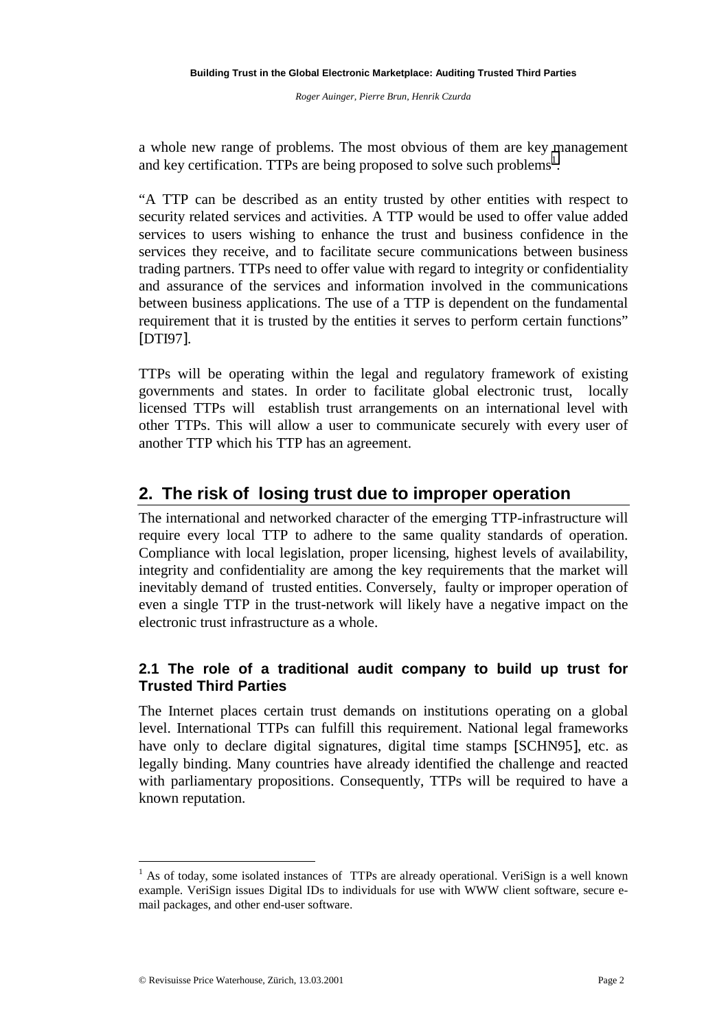a whole new range of problems. The most obvious of them are key management and key certification. TTPs are being proposed to solve such problems[1].

"A TTP can be described as an entity trusted by other entities with respect to security related services and activities. A TTP would be used to offer value added services to users wishing to enhance the trust and business confidence in the services they receive, and to facilitate secure communications between business trading partners. TTPs need to offer value with regard to integrity or confidentiality and assurance of the services and information involved in the communications between business applications. The use of a TTP is dependent on the fundamental requirement that it is trusted by the entities it serves to perform certain functions" [DTI97].

TTPs will be operating within the legal and regulatory framework of existing governments and states. In order to facilitate global electronic trust, locally licensed TTPs will establish trust arrangements on an international level with other TTPs. This will allow a user to communicate securely with every user of another TTP which his TTP has an agreement.

## 2. The risk of losing trust due to improper operation

The international and networked character of the emerging TTP-infrastructure will require every local TTP to adhere to the same quality standards of operation. Compliance with local legislation, proper licensing, highest levels of availability, integrity and confidentiality are among the key requirements that the market will inevitably demand of trusted entities. Conversely, faulty or improper operation of even a single TTP in the trust-network will likely have a negative impact on the electronic trust infrastructure as a whole.

### 2.1 The role of a traditional audit company to build up trust for Trusted Third Parties

The Internet places certain trust demands on institutions operating on a global level. International TTPs can fulfill this requirement. National legal frameworks have only to declare digital signatures, digital time stamps [SCHN95], etc. as legally binding. Many countries have already identified the challenge and reacted with parliamentary propositions. Consequently, TTPs will be required to have a known reputation.

---

[1] As of today, some isolated instances of TTPs are already operational. VeriSign is a well known example. VeriSign issues Digital IDs to individuals for use with WWW client software, secure e-mail packages, and other end-user software.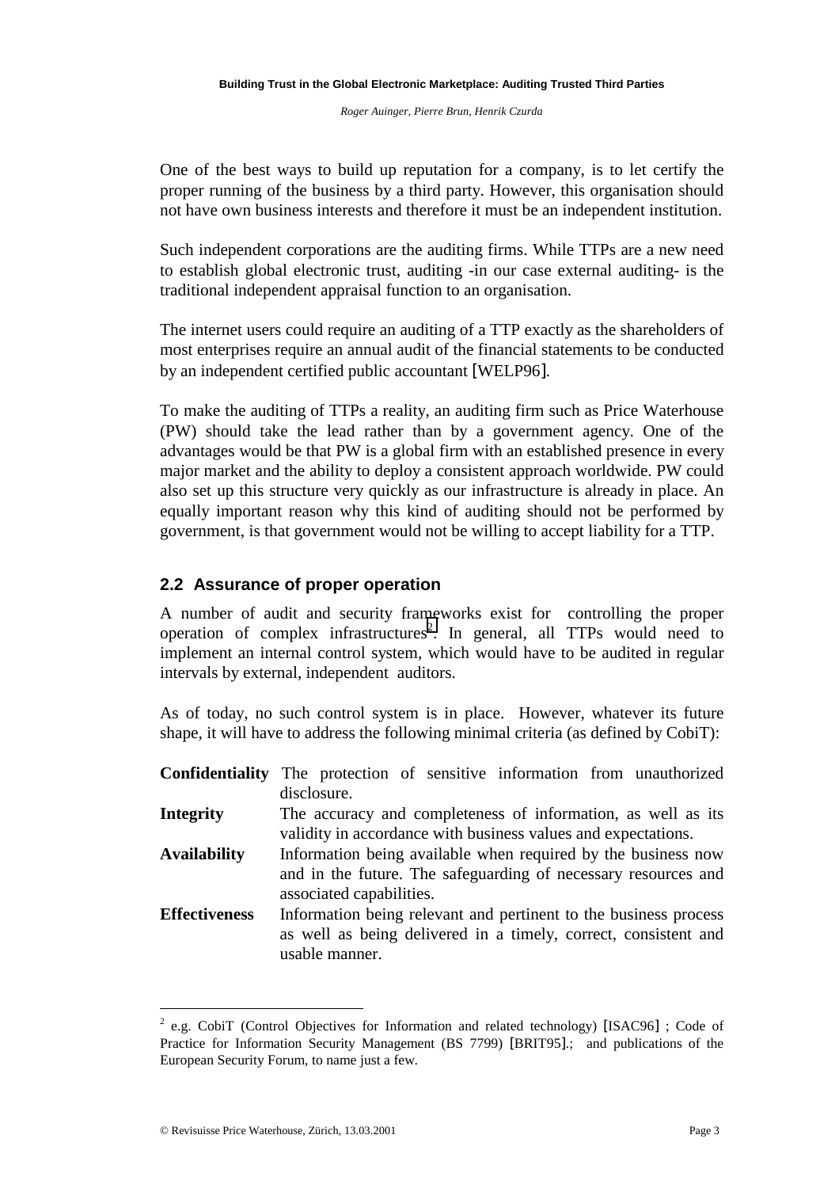One of the best ways to build up reputation for a company, is to let certify the proper running of the business by a third party. However, this organisation should not have own business interests and therefore it must be an independent institution.

Such independent corporations are the auditing firms. While TTPs are a new need to establish global electronic trust, auditing -in our case external auditing- is the traditional independent appraisal function to an organisation.

The internet users could require an auditing of a TTP exactly as the shareholders of most enterprises require an annual audit of the financial statements to be conducted by an independent certified public accountant [WELP96].

To make the auditing of TTPs a reality, an auditing firm such as Price Waterhouse (PW) should take the lead rather than by a government agency. One of the advantages would be that PW is a global firm with an established presence in every major market and the ability to deploy a consistent approach worldwide. PW could also set up this structure very quickly as our infrastructure is already in place. An equally important reason why this kind of auditing should not be performed by government, is that government would not be willing to accept liability for a TTP.

## 2.2 Assurance of proper operation

A number of audit and security frameworks exist for controlling the proper operation of complex infrastructures[2]. In general, all TTPs would need to implement an internal control system, which would have to be audited in regular intervals by external, independent auditors.

As of today, no such control system is in place. However, whatever its future shape, it will have to address the following minimal criteria (as defined by CobiT):

**Confidentiality** The protection of sensitive information from unauthorized disclosure.

**Integrity** The accuracy and completeness of information, as well as its validity in accordance with business values and expectations.

**Availability** Information being available when required by the business now and in the future. The safeguarding of necessary resources and associated capabilities.

**Effectiveness** Information being relevant and pertinent to the business process as well as being delivered in a timely, correct, consistent and usable manner.

---

[2] e.g. CobiT (Control Objectives for Information and related technology) [ISAC96] ; Code of Practice for Information Security Management (BS 7799) [BRIT95].; and publications of the European Security Forum, to name just a few.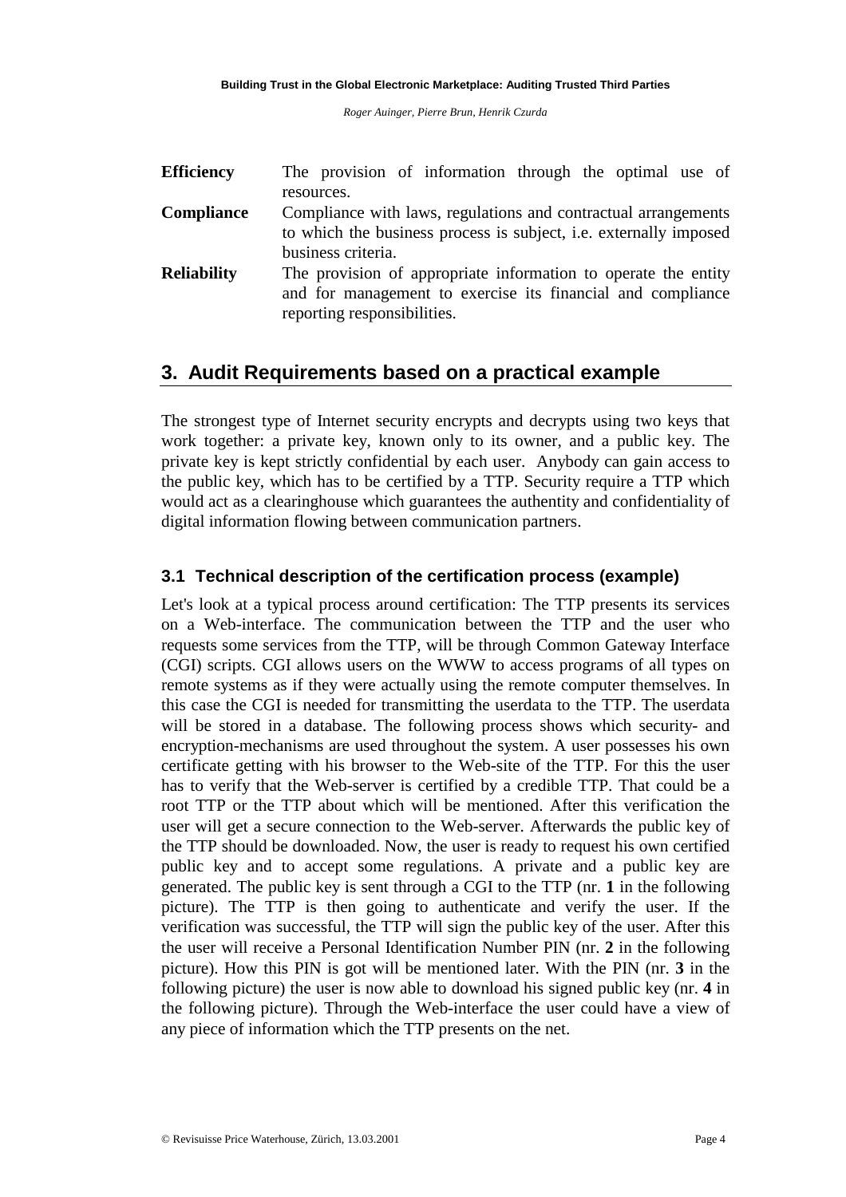**Efficiency** The provision of information through the optimal use of resources.

**Compliance** Compliance with laws, regulations and contractual arrangements to which the business process is subject, i.e. externally imposed business criteria.

**Reliability** The provision of appropriate information to operate the entity and for management to exercise its financial and compliance reporting responsibilities.

## 3. Audit Requirements based on a practical example

The strongest type of Internet security encrypts and decrypts using two keys that work together: a private key, known only to its owner, and a public key. The private key is kept strictly confidential by each user. Anybody can gain access to the public key, which has to be certified by a TTP. Security require a TTP which would act as a clearinghouse which guarantees the authentity and confidentiality of digital information flowing between communication partners.

### 3.1 Technical description of the certification process (example)

Let's look at a typical process around certification: The TTP presents its services on a Web-interface. The communication between the TTP and the user who requests some services from the TTP, will be through Common Gateway Interface (CGI) scripts. CGI allows users on the WWW to access programs of all types on remote systems as if they were actually using the remote computer themselves. In this case the CGI is needed for transmitting the userdata to the TTP. The userdata will be stored in a database. The following process shows which security- and encryption-mechanisms are used throughout the system. A user possesses his own certificate getting with his browser to the Web-site of the TTP. For this the user has to verify that the Web-server is certified by a credible TTP. That could be a root TTP or the TTP about which will be mentioned. After this verification the user will get a secure connection to the Web-server. Afterwards the public key of the TTP should be downloaded. Now, the user is ready to request his own certified public key and to accept some regulations. A private and a public key are generated. The public key is sent through a CGI to the TTP (nr. **1** in the following picture). The TTP is then going to authenticate and verify the user. If the verification was successful, the TTP will sign the public key of the user. After this the user will receive a Personal Identification Number PIN (nr. **2** in the following picture). How this PIN is got will be mentioned later. With the PIN (nr. **3** in the following picture) the user is now able to download his signed public key (nr. **4** in the following picture). Through the Web-interface the user could have a view of any piece of information which the TTP presents on the net.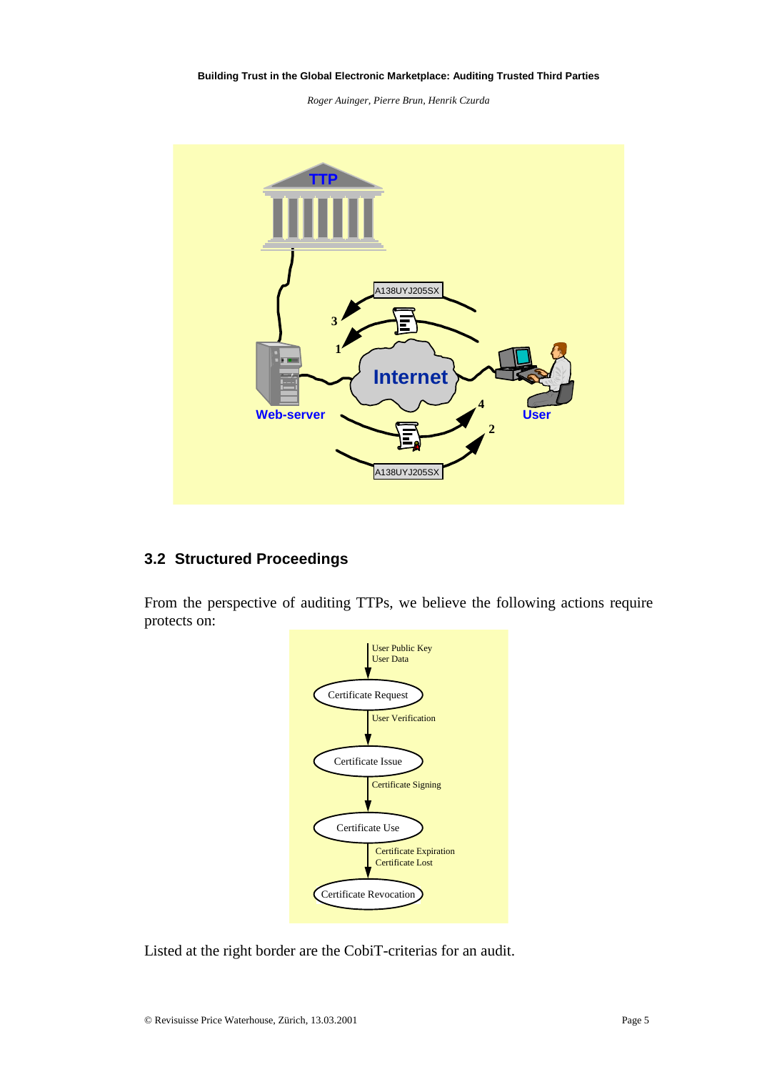## 3.2 Structured Proceedings

From the perspective of auditing TTPs, we believe the following actions require protects on:

Listed at the right border are the CobiT-criterias for an audit.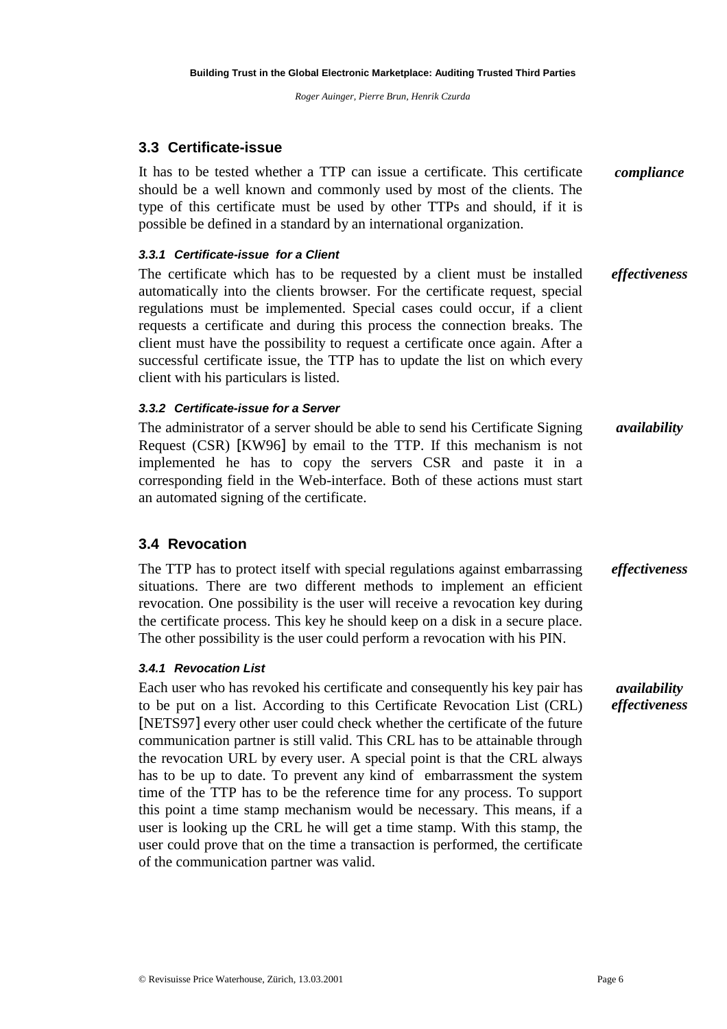## 3.3 Certificate-issue

It has to be tested whether a TTP can issue a certificate. This certificate should be a well known and commonly used by most of the clients. The type of this certificate must be used by other TTPs and should, if it is possible be defined in a standard by an international organization. ***compliance***

### 3.3.1 Certificate-issue for a Client

The certificate which has to be requested by a client must be installed automatically into the clients browser. For the certificate request, special regulations must be implemented. Special cases could occur, if a client requests a certificate and during this process the connection breaks. The client must have the possibility to request a certificate once again. After a successful certificate issue, the TTP has to update the list on which every client with his particulars is listed. ***effectiveness***

### 3.3.2 Certificate-issue for a Server

The administrator of a server should be able to send his Certificate Signing Request (CSR) [KW96] by email to the TTP. If this mechanism is not implemented he has to copy the servers CSR and paste it in a corresponding field in the Web-interface. Both of these actions must start an automated signing of the certificate. ***availability***

## 3.4 Revocation

The TTP has to protect itself with special regulations against embarrassing situations. There are two different methods to implement an efficient revocation. One possibility is the user will receive a revocation key during the certificate process. This key he should keep on a disk in a secure place. The other possibility is the user could perform a revocation with his PIN. ***effectiveness***

### 3.4.1 Revocation List

Each user who has revoked his certificate and consequently his key pair has to be put on a list. According to this Certificate Revocation List (CRL) [NETS97] every other user could check whether the certificate of the future communication partner is still valid. This CRL has to be attainable through the revocation URL by every user. A special point is that the CRL always has to be up to date. To prevent any kind of embarrassment the system time of the TTP has to be the reference time for any process. To support this point a time stamp mechanism would be necessary. This means, if a user is looking up the CRL he will get a time stamp. With this stamp, the user could prove that on the time a transaction is performed, the certificate of the communication partner was valid. ***availability*** ***effectiveness***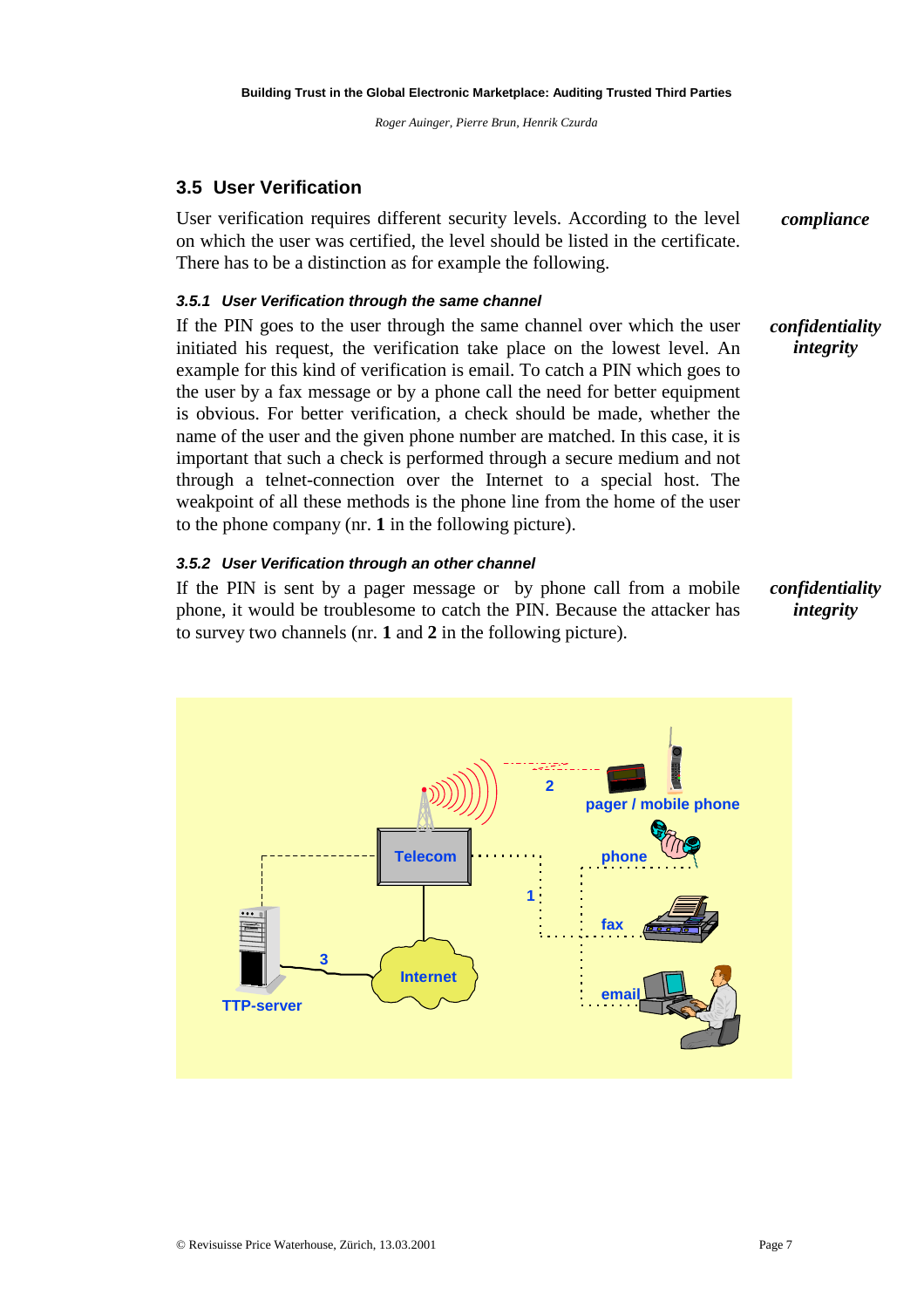## 3.5 User Verification

User verification requires different security levels. According to the level on which the user was certified, the level should be listed in the certificate. There has to be a distinction as for example the following.

***compliance***

### 3.5.1 *User Verification through the same channel*

If the PIN goes to the user through the same channel over which the user initiated his request, the verification take place on the lowest level. An example for this kind of verification is email. To catch a PIN which goes to the user by a fax message or by a phone call the need for better equipment is obvious. For better verification, a check should be made, whether the name of the user and the given phone number are matched. In this case, it is important that such a check is performed through a secure medium and not through a telnet-connection over the Internet to a special host. The weakpoint of all these methods is the phone line from the home of the user to the phone company (nr. **1** in the following picture).

***confidentiality***
***integrity***

### 3.5.2 *User Verification through an other channel*

If the PIN is sent by a pager message or by phone call from a mobile phone, it would be troublesome to catch the PIN. Because the attacker has to survey two channels (nr. **1** and **2** in the following picture).

***confidentiality***
***integrity***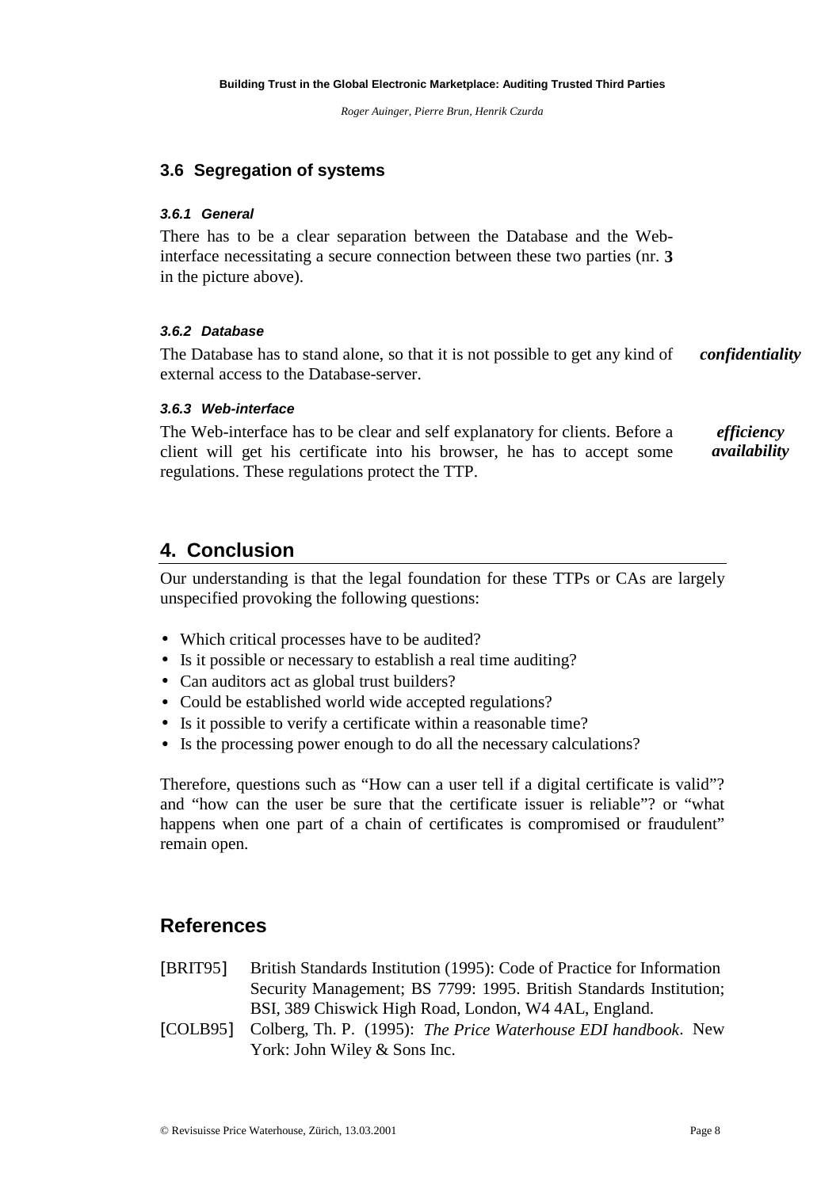## 3.6 Segregation of systems

### 3.6.1 General

There has to be a clear separation between the Database and the Web-interface necessitating a secure connection between these two parties (nr. **3** in the picture above).

### 3.6.2 Database

The Database has to stand alone, so that it is not possible to get any kind of external access to the Database-server.

***confidentiality***

### 3.6.3 Web-interface

The Web-interface has to be clear and self explanatory for clients. Before a client will get his certificate into his browser, he has to accept some regulations. These regulations protect the TTP.

***efficiency***
***availability***

# 4. Conclusion

Our understanding is that the legal foundation for these TTPs or CAs are largely unspecified provoking the following questions:

- Which critical processes have to be audited?
- Is it possible or necessary to establish a real time auditing?
- Can auditors act as global trust builders?
- Could be established world wide accepted regulations?
- Is it possible to verify a certificate within a reasonable time?
- Is the processing power enough to do all the necessary calculations?

Therefore, questions such as "How can a user tell if a digital certificate is valid"? and "how can the user be sure that the certificate issuer is reliable"? or "what happens when one part of a chain of certificates is compromised or fraudulent" remain open.

## References

[BRIT95] British Standards Institution (1995): Code of Practice for Information Security Management; BS 7799: 1995. British Standards Institution; BSI, 389 Chiswick High Road, London, W4 4AL, England.

[COLB95] Colberg, Th. P. (1995): *The Price Waterhouse EDI handbook*. New York: John Wiley & Sons Inc.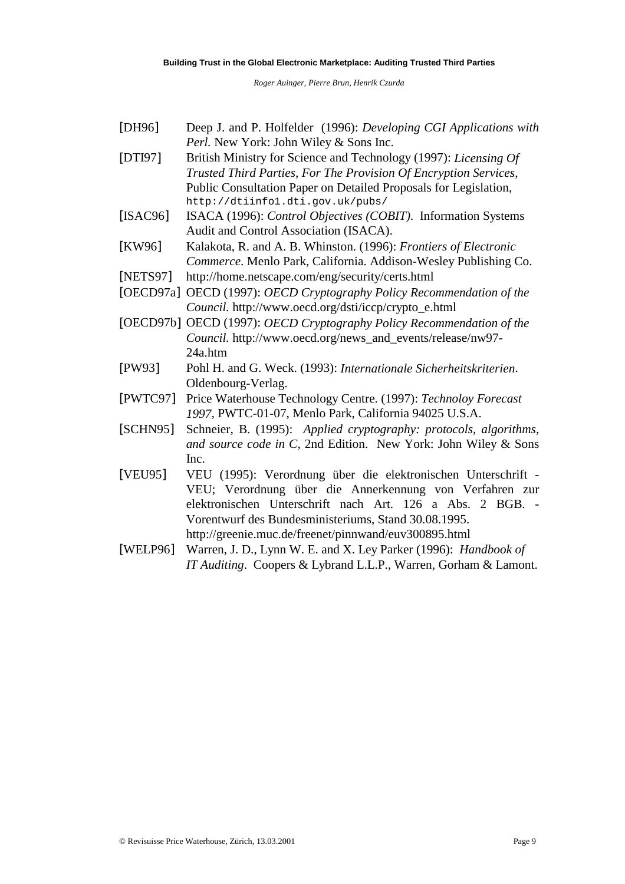[DH96] Deep J. and P. Holfelder (1996): *Developing CGI Applications with Perl.* New York: John Wiley & Sons Inc.

[DTI97] British Ministry for Science and Technology (1997): *Licensing Of Trusted Third Parties, For The Provision Of Encryption Services*, Public Consultation Paper on Detailed Proposals for Legislation, `http://dtiinfo1.dti.gov.uk/pubs/`

[ISAC96] ISACA (1996): *Control Objectives (COBIT).* Information Systems Audit and Control Association (ISACA).

[KW96] Kalakota, R. and A. B. Whinston. (1996): *Frontiers of Electronic Commerce*. Menlo Park, California. Addison-Wesley Publishing Co.

[NETS97] http://home.netscape.com/eng/security/certs.html

[OECD97a] OECD (1997): *OECD Cryptography Policy Recommendation of the Council.* http://www.oecd.org/dsti/iccp/crypto_e.html

[OECD97b] OECD (1997): *OECD Cryptography Policy Recommendation of the Council.* http://www.oecd.org/news_and_events/release/nw97-24a.htm

[PW93] Pohl H. and G. Weck. (1993): *Internationale Sicherheitskriterien*. Oldenbourg-Verlag.

[PWTC97] Price Waterhouse Technology Centre. (1997): *Technoloy Forecast 1997*, PWTC-01-07, Menlo Park, California 94025 U.S.A.

[SCHN95] Schneier, B. (1995): *Applied cryptography: protocols, algorithms, and source code in C*, 2nd Edition. New York: John Wiley & Sons Inc.

[VEU95] VEU (1995): Verordnung über die elektronischen Unterschrift - VEU; Verordnung über die Annerkennung von Verfahren zur elektronischen Unterschrift nach Art. 126 a Abs. 2 BGB. - Vorentwurf des Bundesministeriums, Stand 30.08.1995. http://greenie.muc.de/freenet/pinnwand/euv300895.html

[WELP96] Warren, J. D., Lynn W. E. and X. Ley Parker (1996): *Handbook of IT Auditing*. Coopers & Lybrand L.L.P., Warren, Gorham & Lamont.